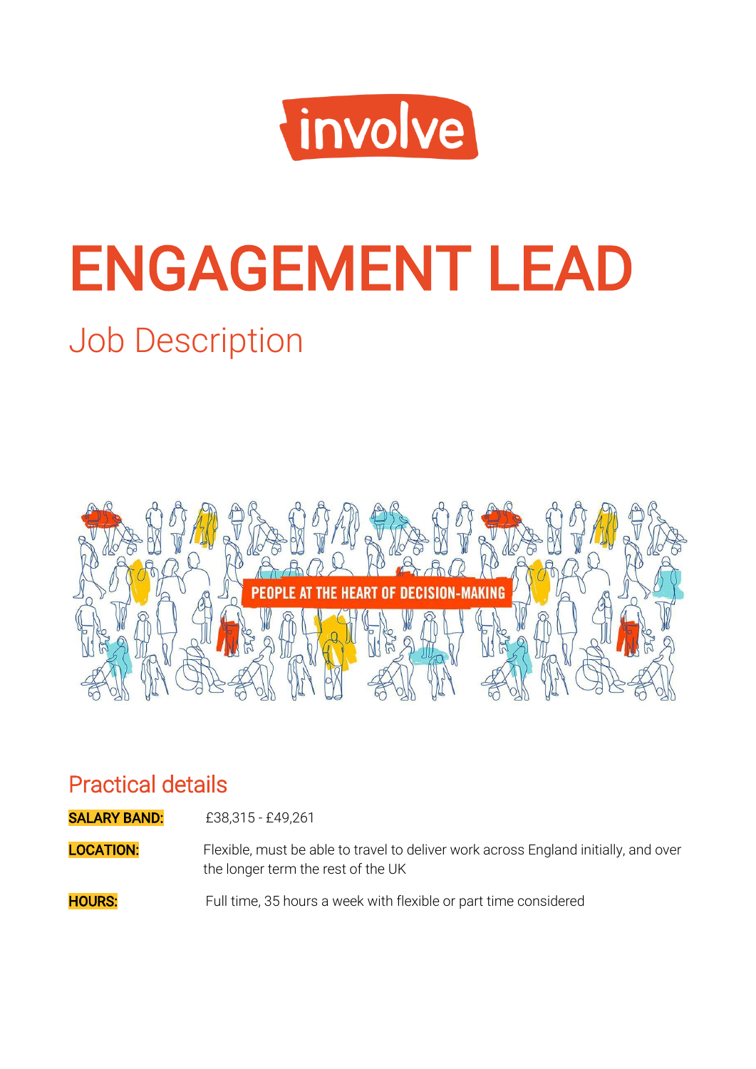involve

# ENGAGEMENT LEAD

## Job Description

PEOPLE AT THE HEART OF DECISION-MAKING

## Practical details

**SALARY BAND:** £38,315 - £49,261

**LOCATION:** Flexible, must be able to travel to deliver work across England initially, and over the longer term the rest of the UK

**HOURS:** Full time, 35 hours a week with flexible or part time considered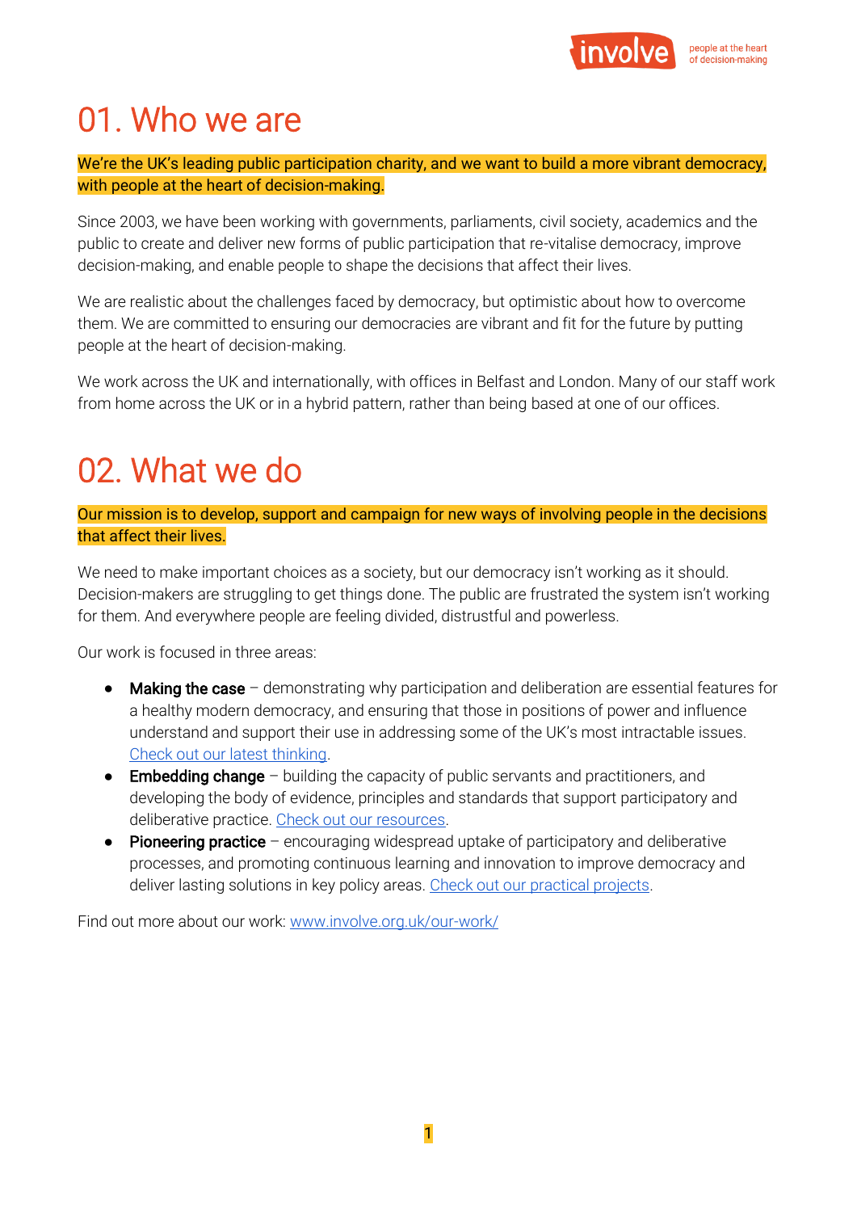# 01. Who we are

We're the UK's leading public participation charity, and we want to build a more vibrant democracy, with people at the heart of decision-making.

Since 2003, we have been working with governments, parliaments, civil society, academics and the public to create and deliver new forms of public participation that re-vitalise democracy, improve decision-making, and enable people to shape the decisions that affect their lives.

We are realistic about the challenges faced by democracy, but optimistic about how to overcome them. We are committed to ensuring our democracies are vibrant and fit for the future by putting people at the heart of decision-making.

We work across the UK and internationally, with offices in Belfast and London. Many of our staff work from home across the UK or in a hybrid pattern, rather than being based at one of our offices.

# 02. What we do

Our mission is to develop, support and campaign for new ways of involving people in the decisions that affect their lives.

We need to make important choices as a society, but our democracy isn't working as it should. Decision-makers are struggling to get things done. The public are frustrated the system isn't working for them. And everywhere people are feeling divided, distrustful and powerless.

Our work is focused in three areas:

- **Making the case** – demonstrating why participation and deliberation are essential features for a healthy modern democracy, and ensuring that those in positions of power and influence understand and support their use in addressing some of the UK's most intractable issues. Check out our latest thinking.
- **Embedding change** – building the capacity of public servants and practitioners, and developing the body of evidence, principles and standards that support participatory and deliberative practice. Check out our resources.
- **Pioneering practice** – encouraging widespread uptake of participatory and deliberative processes, and promoting continuous learning and innovation to improve democracy and deliver lasting solutions in key policy areas. Check out our practical projects.

Find out more about our work: www.involve.org.uk/our-work/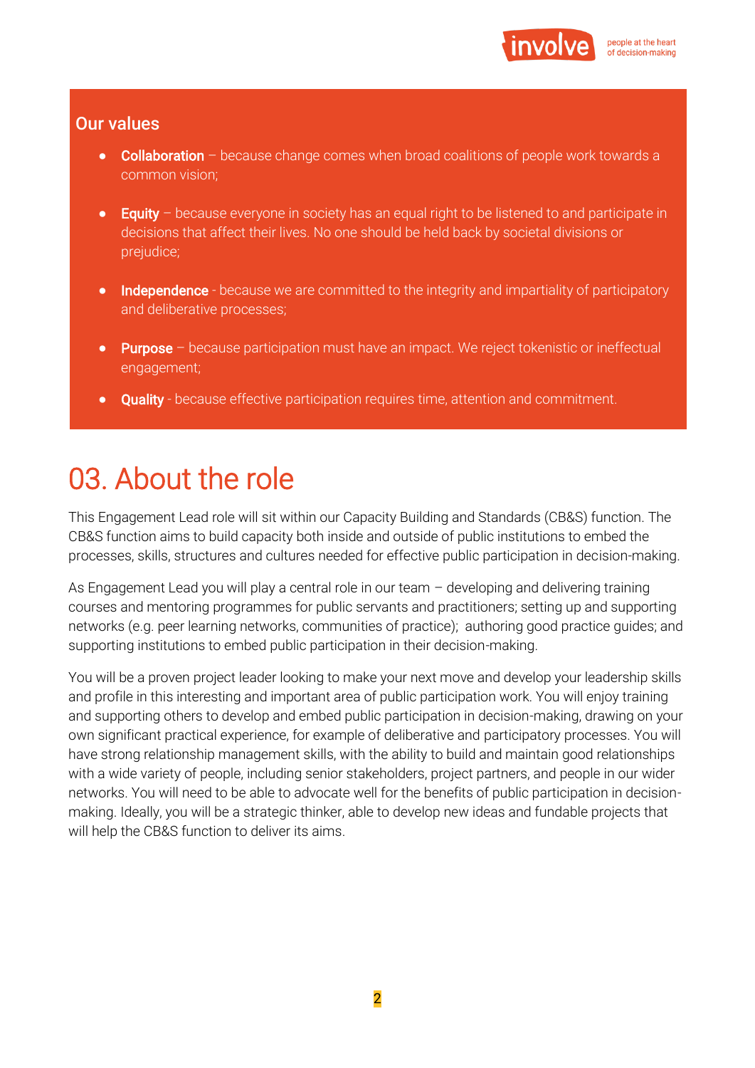## Our values

- **Collaboration** – because change comes when broad coalitions of people work towards a common vision;
- **Equity** – because everyone in society has an equal right to be listened to and participate in decisions that affect their lives. No one should be held back by societal divisions or prejudice;
- **Independence** - because we are committed to the integrity and impartiality of participatory and deliberative processes;
- **Purpose** – because participation must have an impact. We reject tokenistic or ineffectual engagement;
- **Quality** - because effective participation requires time, attention and commitment.

# 03. About the role

This Engagement Lead role will sit within our Capacity Building and Standards (CB&S) function. The CB&S function aims to build capacity both inside and outside of public institutions to embed the processes, skills, structures and cultures needed for effective public participation in decision-making.

As Engagement Lead you will play a central role in our team – developing and delivering training courses and mentoring programmes for public servants and practitioners; setting up and supporting networks (e.g. peer learning networks, communities of practice); authoring good practice guides; and supporting institutions to embed public participation in their decision-making.

You will be a proven project leader looking to make your next move and develop your leadership skills and profile in this interesting and important area of public participation work. You will enjoy training and supporting others to develop and embed public participation in decision-making, drawing on your own significant practical experience, for example of deliberative and participatory processes. You will have strong relationship management skills, with the ability to build and maintain good relationships with a wide variety of people, including senior stakeholders, project partners, and people in our wider networks. You will need to be able to advocate well for the benefits of public participation in decision-making. Ideally, you will be a strategic thinker, able to develop new ideas and fundable projects that will help the CB&S function to deliver its aims.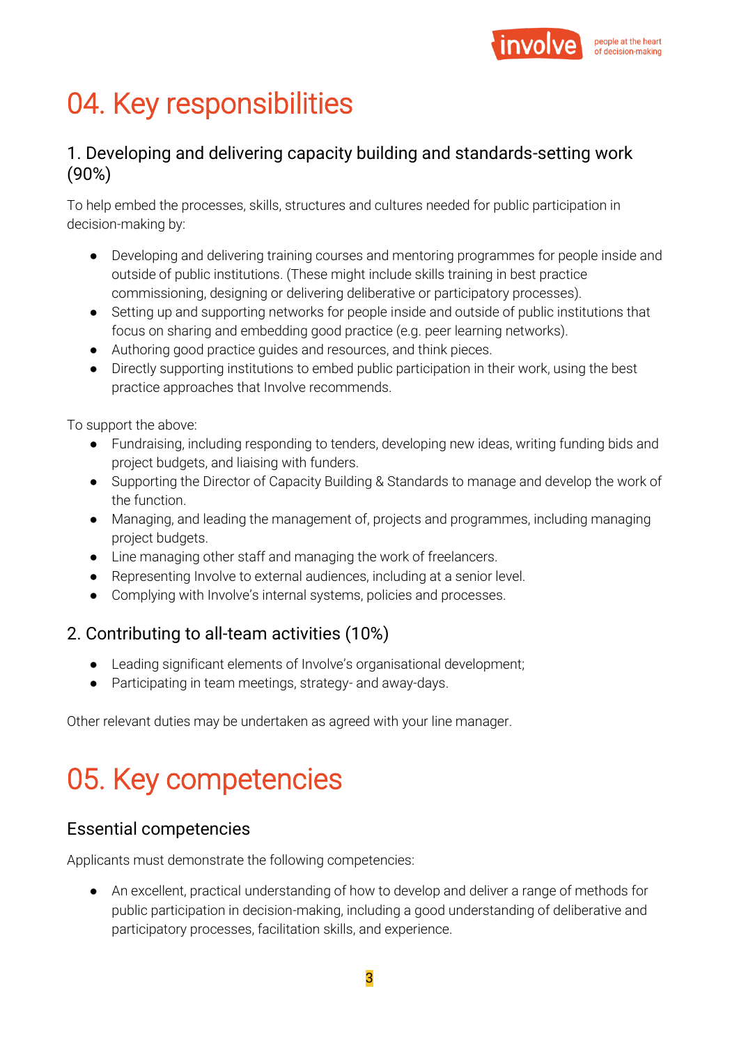# 04. Key responsibilities

## 1. Developing and delivering capacity building and standards-setting work (90%)

To help embed the processes, skills, structures and cultures needed for public participation in decision-making by:

- Developing and delivering training courses and mentoring programmes for people inside and outside of public institutions. (These might include skills training in best practice commissioning, designing or delivering deliberative or participatory processes).
- Setting up and supporting networks for people inside and outside of public institutions that focus on sharing and embedding good practice (e.g. peer learning networks).
- Authoring good practice guides and resources, and think pieces.
- Directly supporting institutions to embed public participation in their work, using the best practice approaches that Involve recommends.

To support the above:

- Fundraising, including responding to tenders, developing new ideas, writing funding bids and project budgets, and liaising with funders.
- Supporting the Director of Capacity Building & Standards to manage and develop the work of the function.
- Managing, and leading the management of, projects and programmes, including managing project budgets.
- Line managing other staff and managing the work of freelancers.
- Representing Involve to external audiences, including at a senior level.
- Complying with Involve's internal systems, policies and processes.

## 2. Contributing to all-team activities (10%)

- Leading significant elements of Involve's organisational development;
- Participating in team meetings, strategy- and away-days.

Other relevant duties may be undertaken as agreed with your line manager.

# 05. Key competencies

## Essential competencies

Applicants must demonstrate the following competencies:

- An excellent, practical understanding of how to develop and deliver a range of methods for public participation in decision-making, including a good understanding of deliberative and participatory processes, facilitation skills, and experience.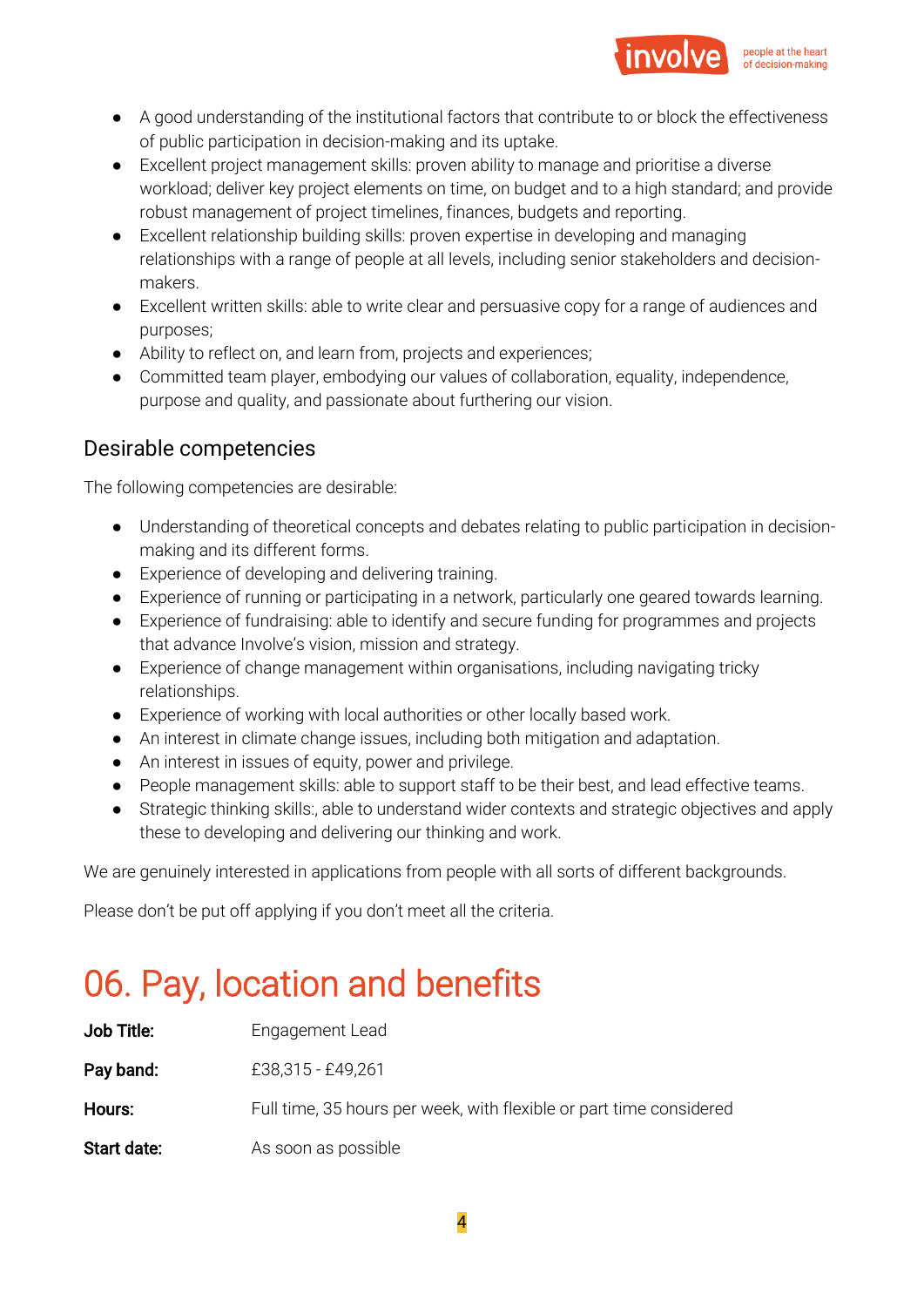- A good understanding of the institutional factors that contribute to or block the effectiveness of public participation in decision-making and its uptake.
- Excellent project management skills: proven ability to manage and prioritise a diverse workload; deliver key project elements on time, on budget and to a high standard; and provide robust management of project timelines, finances, budgets and reporting.
- Excellent relationship building skills: proven expertise in developing and managing relationships with a range of people at all levels, including senior stakeholders and decision-makers.
- Excellent written skills: able to write clear and persuasive copy for a range of audiences and purposes;
- Ability to reflect on, and learn from, projects and experiences;
- Committed team player, embodying our values of collaboration, equality, independence, purpose and quality, and passionate about furthering our vision.

## Desirable competencies

The following competencies are desirable:

- Understanding of theoretical concepts and debates relating to public participation in decision-making and its different forms.
- Experience of developing and delivering training.
- Experience of running or participating in a network, particularly one geared towards learning.
- Experience of fundraising: able to identify and secure funding for programmes and projects that advance Involve's vision, mission and strategy.
- Experience of change management within organisations, including navigating tricky relationships.
- Experience of working with local authorities or other locally based work.
- An interest in climate change issues, including both mitigation and adaptation.
- An interest in issues of equity, power and privilege.
- People management skills: able to support staff to be their best, and lead effective teams.
- Strategic thinking skills:, able to understand wider contexts and strategic objectives and apply these to developing and delivering our thinking and work.

We are genuinely interested in applications from people with all sorts of different backgrounds.

Please don't be put off applying if you don't meet all the criteria.

# 06. Pay, location and benefits

| | |
|---|---|
| **Job Title:** | Engagement Lead |
| **Pay band:** | £38,315 - £49,261 |
| **Hours:** | Full time, 35 hours per week, with flexible or part time considered |
| **Start date:** | As soon as possible |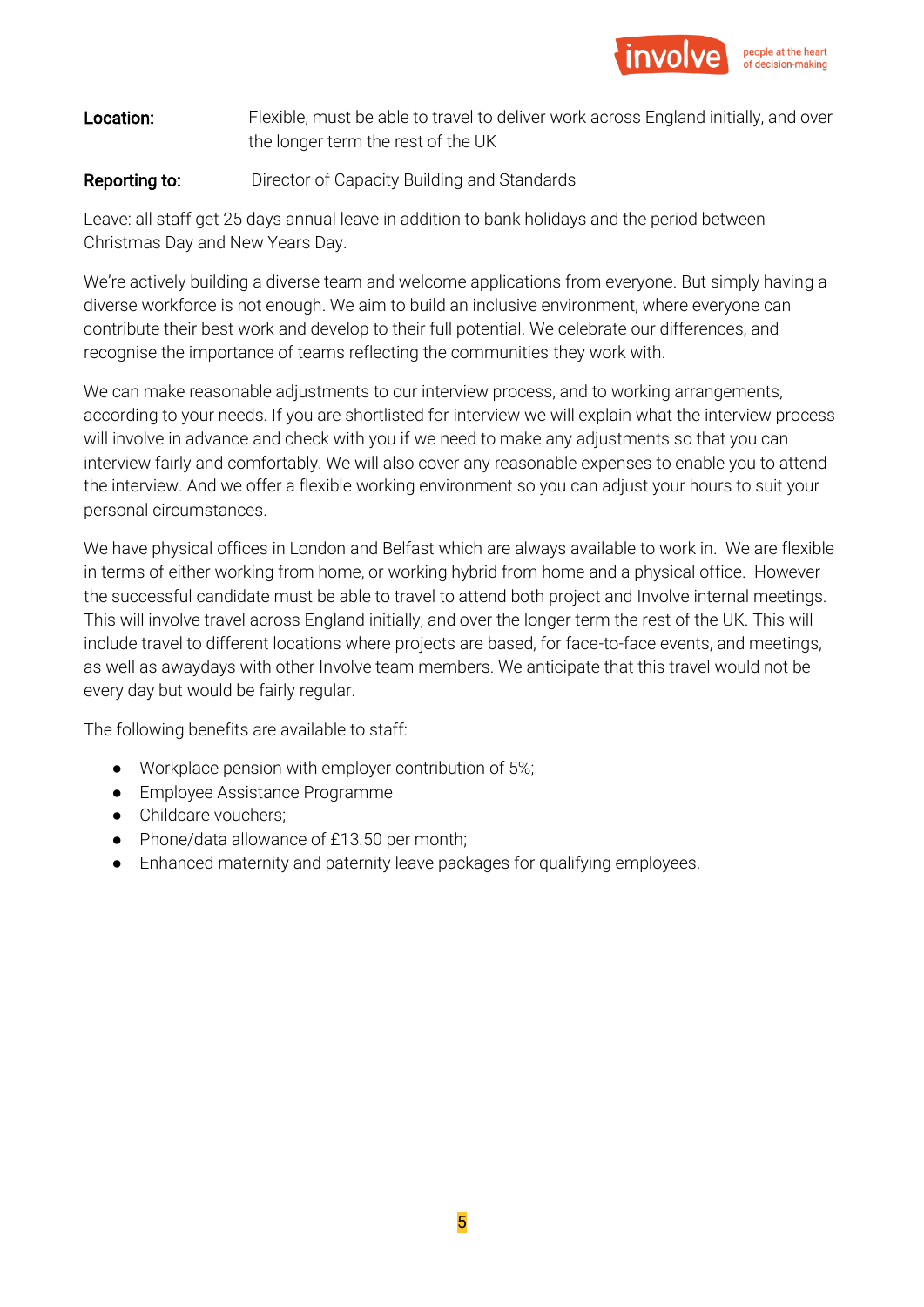**Location:** Flexible, must be able to travel to deliver work across England initially, and over the longer term the rest of the UK

**Reporting to:** Director of Capacity Building and Standards

Leave: all staff get 25 days annual leave in addition to bank holidays and the period between Christmas Day and New Years Day.

We're actively building a diverse team and welcome applications from everyone. But simply having a diverse workforce is not enough. We aim to build an inclusive environment, where everyone can contribute their best work and develop to their full potential. We celebrate our differences, and recognise the importance of teams reflecting the communities they work with.

We can make reasonable adjustments to our interview process, and to working arrangements, according to your needs. If you are shortlisted for interview we will explain what the interview process will involve in advance and check with you if we need to make any adjustments so that you can interview fairly and comfortably. We will also cover any reasonable expenses to enable you to attend the interview. And we offer a flexible working environment so you can adjust your hours to suit your personal circumstances.

We have physical offices in London and Belfast which are always available to work in. We are flexible in terms of either working from home, or working hybrid from home and a physical office. However the successful candidate must be able to travel to attend both project and Involve internal meetings. This will involve travel across England initially, and over the longer term the rest of the UK. This will include travel to different locations where projects are based, for face-to-face events, and meetings, as well as awaydays with other Involve team members. We anticipate that this travel would not be every day but would be fairly regular.

The following benefits are available to staff:

- Workplace pension with employer contribution of 5%;
- Employee Assistance Programme
- Childcare vouchers;
- Phone/data allowance of £13.50 per month;
- Enhanced maternity and paternity leave packages for qualifying employees.